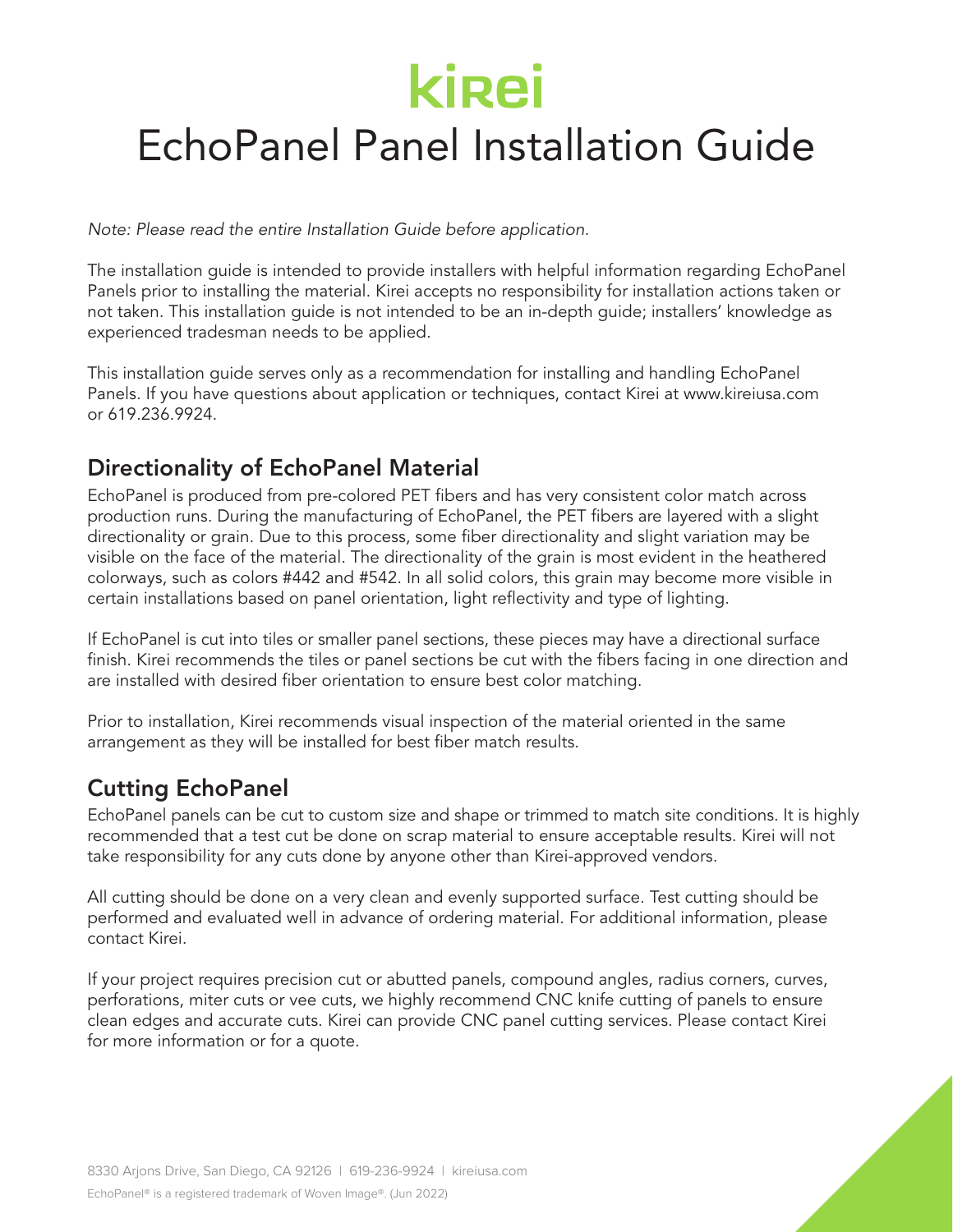kirei

# EchoPanel Panel Installation Guide

*Note: Please read the entire Installation Guide before application.*

The installation guide is intended to provide installers with helpful information regarding EchoPanel Panels prior to installing the material. Kirei accepts no responsibility for installation actions taken or not taken. This installation guide is not intended to be an in-depth guide; installers' knowledge as experienced tradesman needs to be applied.

This installation guide serves only as a recommendation for installing and handling EchoPanel Panels. If you have questions about application or techniques, contact Kirei at www.kireiusa.com or 619.236.9924.

## Directionality of EchoPanel Material

EchoPanel is produced from pre-colored PET fibers and has very consistent color match across production runs. During the manufacturing of EchoPanel, the PET fibers are layered with a slight directionality or grain. Due to this process, some fiber directionality and slight variation may be visible on the face of the material. The directionality of the grain is most evident in the heathered colorways, such as colors #442 and #542. In all solid colors, this grain may become more visible in certain installations based on panel orientation, light reflectivity and type of lighting.

If EchoPanel is cut into tiles or smaller panel sections, these pieces may have a directional surface finish. Kirei recommends the tiles or panel sections be cut with the fibers facing in one direction and are installed with desired fiber orientation to ensure best color matching.

Prior to installation, Kirei recommends visual inspection of the material oriented in the same arrangement as they will be installed for best fiber match results.

## Cutting EchoPanel

EchoPanel panels can be cut to custom size and shape or trimmed to match site conditions. It is highly recommended that a test cut be done on scrap material to ensure acceptable results. Kirei will not take responsibility for any cuts done by anyone other than Kirei-approved vendors.

All cutting should be done on a very clean and evenly supported surface. Test cutting should be performed and evaluated well in advance of ordering material. For additional information, please contact Kirei.

If your project requires precision cut or abutted panels, compound angles, radius corners, curves, perforations, miter cuts or vee cuts, we highly recommend CNC knife cutting of panels to ensure clean edges and accurate cuts. Kirei can provide CNC panel cutting services. Please contact Kirei for more information or for a quote.

8330 Arjons Drive, San Diego, CA 92126 | 619-236-9924 | kireiusa.com

EchoPanel® is a registered trademark of Woven Image®. (Jun 2022)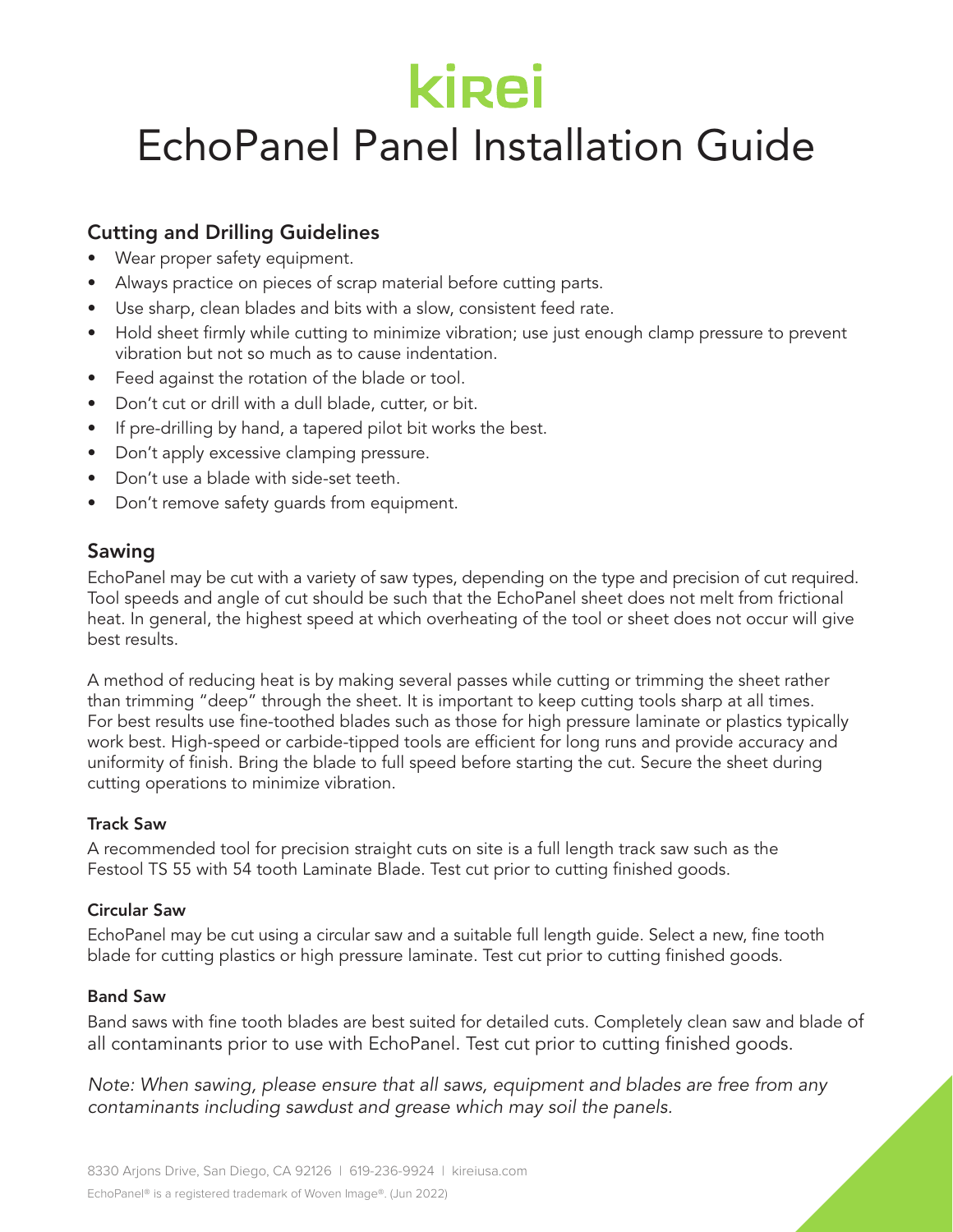# kirei

# EchoPanel Panel Installation Guide

## Cutting and Drilling Guidelines

- Wear proper safety equipment.
- Always practice on pieces of scrap material before cutting parts.
- Use sharp, clean blades and bits with a slow, consistent feed rate.
- Hold sheet firmly while cutting to minimize vibration; use just enough clamp pressure to prevent vibration but not so much as to cause indentation.
- Feed against the rotation of the blade or tool.
- Don't cut or drill with a dull blade, cutter, or bit.
- If pre-drilling by hand, a tapered pilot bit works the best.
- Don't apply excessive clamping pressure.
- Don't use a blade with side-set teeth.
- Don't remove safety guards from equipment.

## Sawing

EchoPanel may be cut with a variety of saw types, depending on the type and precision of cut required. Tool speeds and angle of cut should be such that the EchoPanel sheet does not melt from frictional heat. In general, the highest speed at which overheating of the tool or sheet does not occur will give best results.

A method of reducing heat is by making several passes while cutting or trimming the sheet rather than trimming "deep" through the sheet. It is important to keep cutting tools sharp at all times. For best results use fine-toothed blades such as those for high pressure laminate or plastics typically work best. High-speed or carbide-tipped tools are efficient for long runs and provide accuracy and uniformity of finish. Bring the blade to full speed before starting the cut. Secure the sheet during cutting operations to minimize vibration.

### Track Saw

A recommended tool for precision straight cuts on site is a full length track saw such as the Festool TS 55 with 54 tooth Laminate Blade. Test cut prior to cutting finished goods.

### Circular Saw

EchoPanel may be cut using a circular saw and a suitable full length guide. Select a new, fine tooth blade for cutting plastics or high pressure laminate. Test cut prior to cutting finished goods.

### Band Saw

Band saws with fine tooth blades are best suited for detailed cuts. Completely clean saw and blade of all contaminants prior to use with EchoPanel. Test cut prior to cutting finished goods.

*Note: When sawing, please ensure that all saws, equipment and blades are free from any contaminants including sawdust and grease which may soil the panels.*

8330 Arjons Drive, San Diego, CA 92126 | 619-236-9924 | kireiusa.com

EchoPanel® is a registered trademark of Woven Image®. (Jun 2022)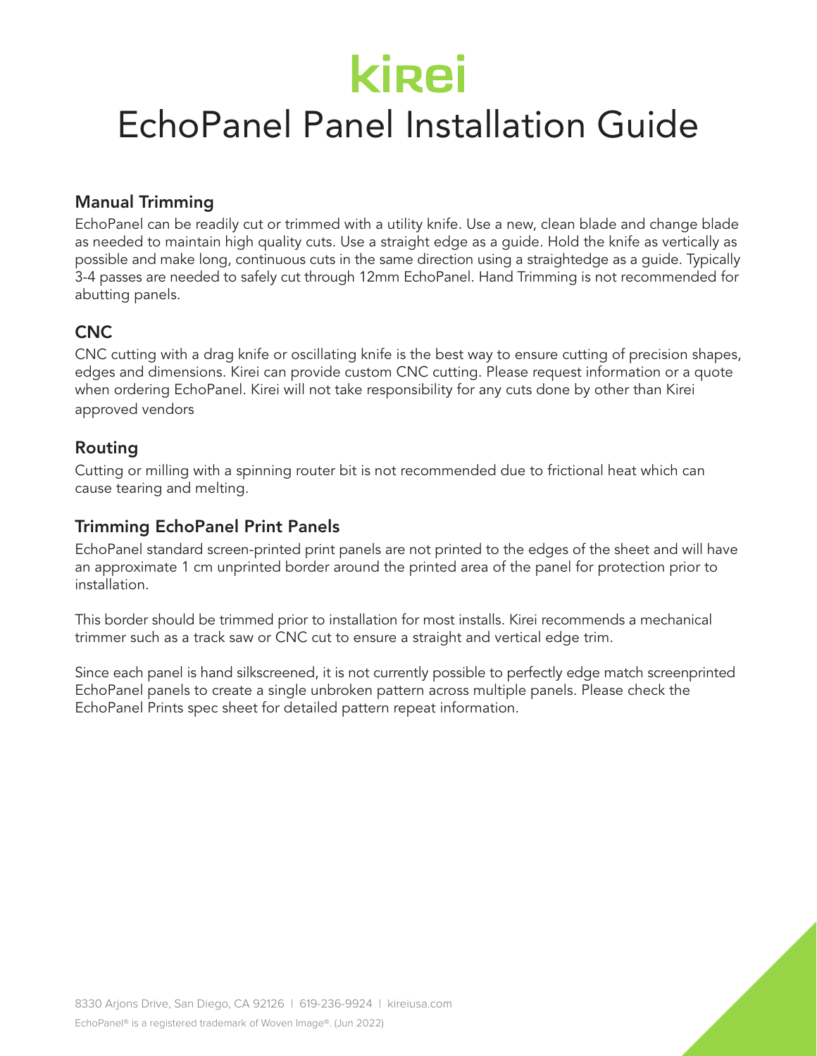kirei

# EchoPanel Panel Installation Guide

### Manual Trimming

EchoPanel can be readily cut or trimmed with a utility knife. Use a new, clean blade and change blade as needed to maintain high quality cuts. Use a straight edge as a guide. Hold the knife as vertically as possible and make long, continuous cuts in the same direction using a straightedge as a guide. Typically 3-4 passes are needed to safely cut through 12mm EchoPanel. Hand Trimming is not recommended for abutting panels.

### CNC

CNC cutting with a drag knife or oscillating knife is the best way to ensure cutting of precision shapes, edges and dimensions. Kirei can provide custom CNC cutting. Please request information or a quote when ordering EchoPanel. Kirei will not take responsibility for any cuts done by other than Kirei approved vendors

### Routing

Cutting or milling with a spinning router bit is not recommended due to frictional heat which can cause tearing and melting.

### Trimming EchoPanel Print Panels

EchoPanel standard screen-printed print panels are not printed to the edges of the sheet and will have an approximate 1 cm unprinted border around the printed area of the panel for protection prior to installation.

This border should be trimmed prior to installation for most installs. Kirei recommends a mechanical trimmer such as a track saw or CNC cut to ensure a straight and vertical edge trim.

Since each panel is hand silkscreened, it is not currently possible to perfectly edge match screenprinted EchoPanel panels to create a single unbroken pattern across multiple panels. Please check the EchoPanel Prints spec sheet for detailed pattern repeat information.

8330 Arjons Drive, San Diego, CA 92126 | 619-236-9924 | kireiusa.com

EchoPanel® is a registered trademark of Woven Image®. (Jun 2022)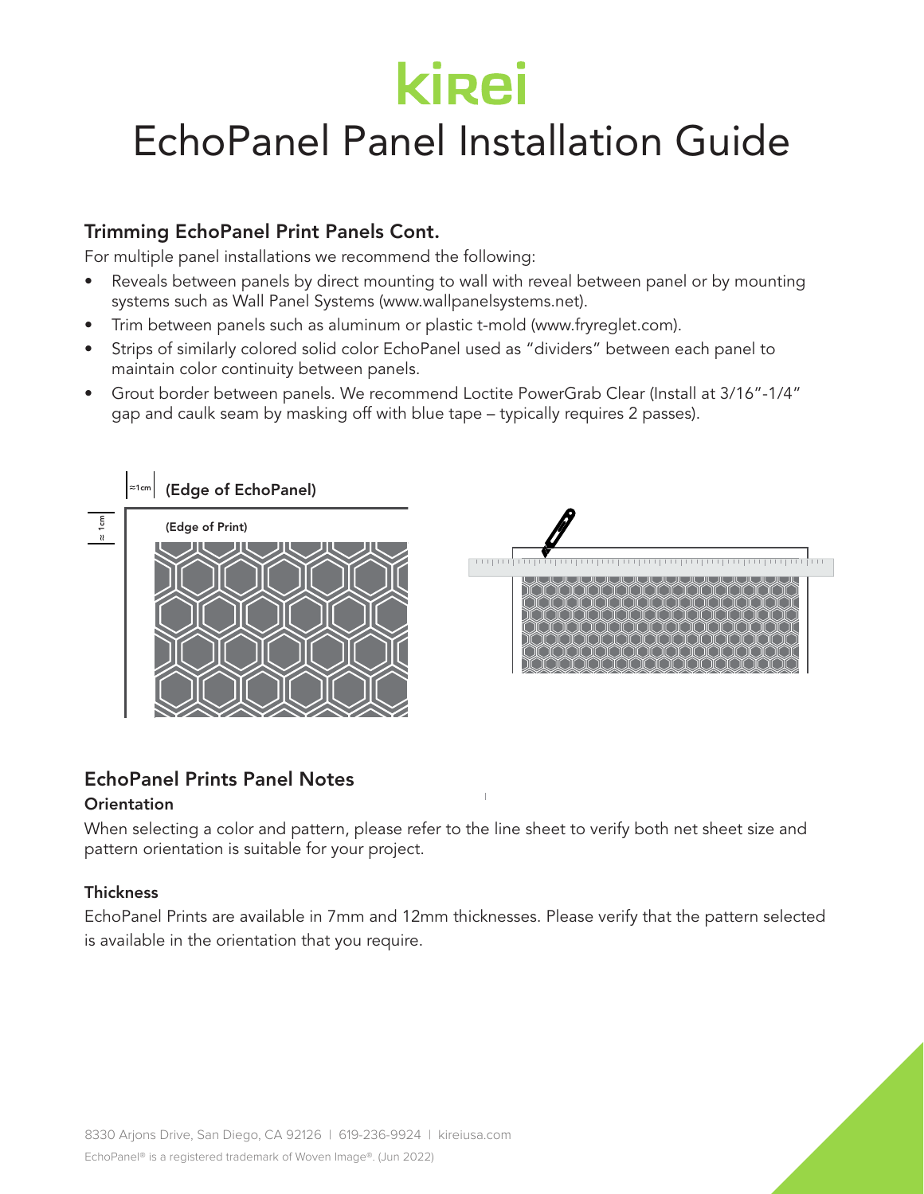# kirei

# EchoPanel Panel Installation Guide

## Trimming EchoPanel Print Panels Cont.

For multiple panel installations we recommend the following:

- Reveals between panels by direct mounting to wall with reveal between panel or by mounting systems such as Wall Panel Systems (www.wallpanelsystems.net).
- Trim between panels such as aluminum or plastic t-mold (www.fryreglet.com).
- Strips of similarly colored solid color EchoPanel used as "dividers" between each panel to maintain color continuity between panels.
- Grout border between panels. We recommend Loctite PowerGrab Clear (Install at 3/16"-1/4" gap and caulk seam by masking off with blue tape – typically requires 2 passes).

≈1cm **(Edge of EchoPanel)**

≈ 1cm **(Edge of Print)**

## EchoPanel Prints Panel Notes

### Orientation

When selecting a color and pattern, please refer to the line sheet to verify both net sheet size and pattern orientation is suitable for your project.

### Thickness

EchoPanel Prints are available in 7mm and 12mm thicknesses. Please verify that the pattern selected is available in the orientation that you require.

8330 Arjons Drive, San Diego, CA 92126 | 619-236-9924 | kireiusa.com

EchoPanel® is a registered trademark of Woven Image®. (Jun 2022)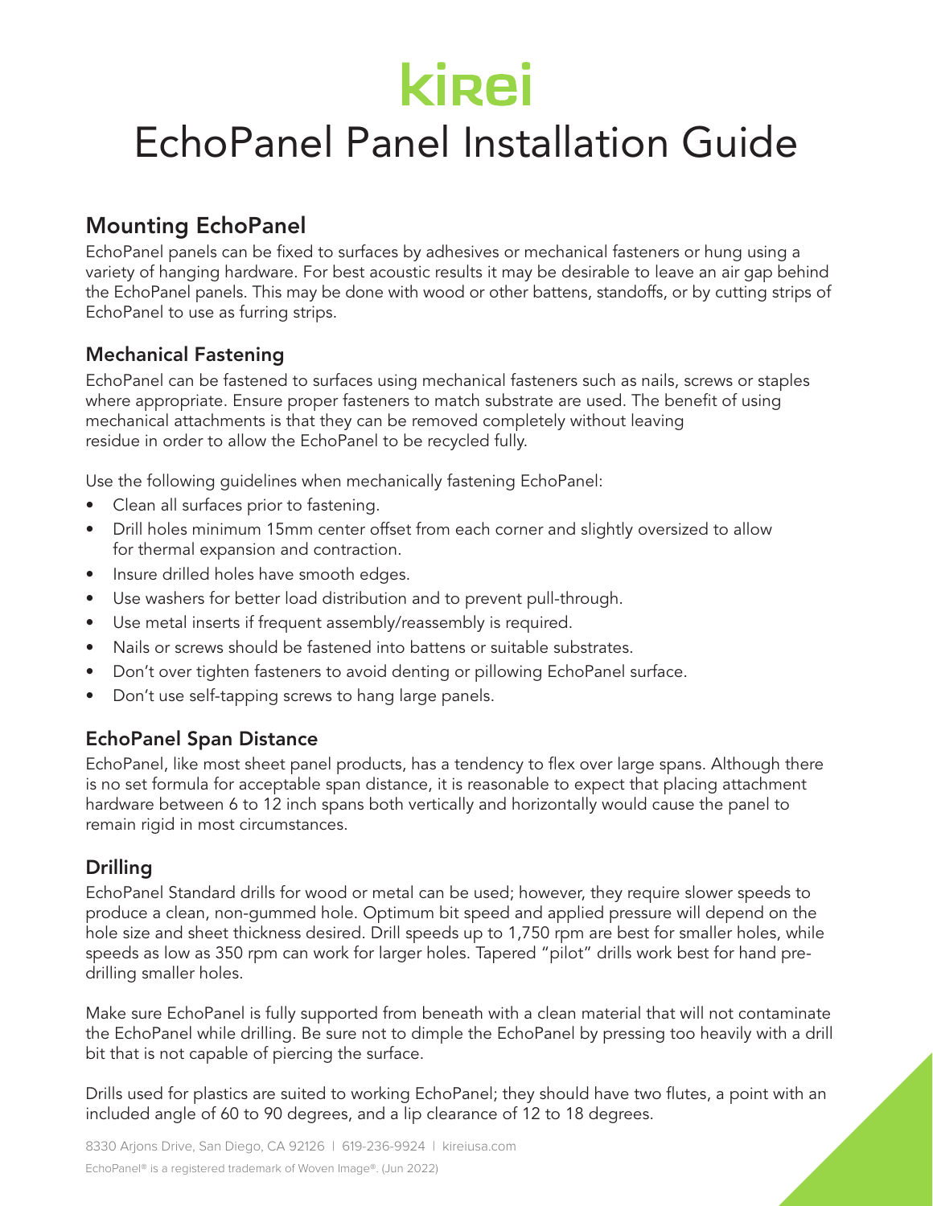# kirei

# EchoPanel Panel Installation Guide

## Mounting EchoPanel

EchoPanel panels can be fixed to surfaces by adhesives or mechanical fasteners or hung using a variety of hanging hardware. For best acoustic results it may be desirable to leave an air gap behind the EchoPanel panels. This may be done with wood or other battens, standoffs, or by cutting strips of EchoPanel to use as furring strips.

### Mechanical Fastening

EchoPanel can be fastened to surfaces using mechanical fasteners such as nails, screws or staples where appropriate. Ensure proper fasteners to match substrate are used. The benefit of using mechanical attachments is that they can be removed completely without leaving residue in order to allow the EchoPanel to be recycled fully.

Use the following guidelines when mechanically fastening EchoPanel:

- Clean all surfaces prior to fastening.
- Drill holes minimum 15mm center offset from each corner and slightly oversized to allow for thermal expansion and contraction.
- Insure drilled holes have smooth edges.
- Use washers for better load distribution and to prevent pull-through.
- Use metal inserts if frequent assembly/reassembly is required.
- Nails or screws should be fastened into battens or suitable substrates.
- Don't over tighten fasteners to avoid denting or pillowing EchoPanel surface.
- Don't use self-tapping screws to hang large panels.

### EchoPanel Span Distance

EchoPanel, like most sheet panel products, has a tendency to flex over large spans. Although there is no set formula for acceptable span distance, it is reasonable to expect that placing attachment hardware between 6 to 12 inch spans both vertically and horizontally would cause the panel to remain rigid in most circumstances.

### Drilling

EchoPanel Standard drills for wood or metal can be used; however, they require slower speeds to produce a clean, non-gummed hole. Optimum bit speed and applied pressure will depend on the hole size and sheet thickness desired. Drill speeds up to 1,750 rpm are best for smaller holes, while speeds as low as 350 rpm can work for larger holes. Tapered "pilot" drills work best for hand pre-drilling smaller holes.

Make sure EchoPanel is fully supported from beneath with a clean material that will not contaminate the EchoPanel while drilling. Be sure not to dimple the EchoPanel by pressing too heavily with a drill bit that is not capable of piercing the surface.

Drills used for plastics are suited to working EchoPanel; they should have two flutes, a point with an included angle of 60 to 90 degrees, and a lip clearance of 12 to 18 degrees.

8330 Arjons Drive, San Diego, CA 92126 | 619-236-9924 | kireiusa.com

EchoPanel® is a registered trademark of Woven Image®. (Jun 2022)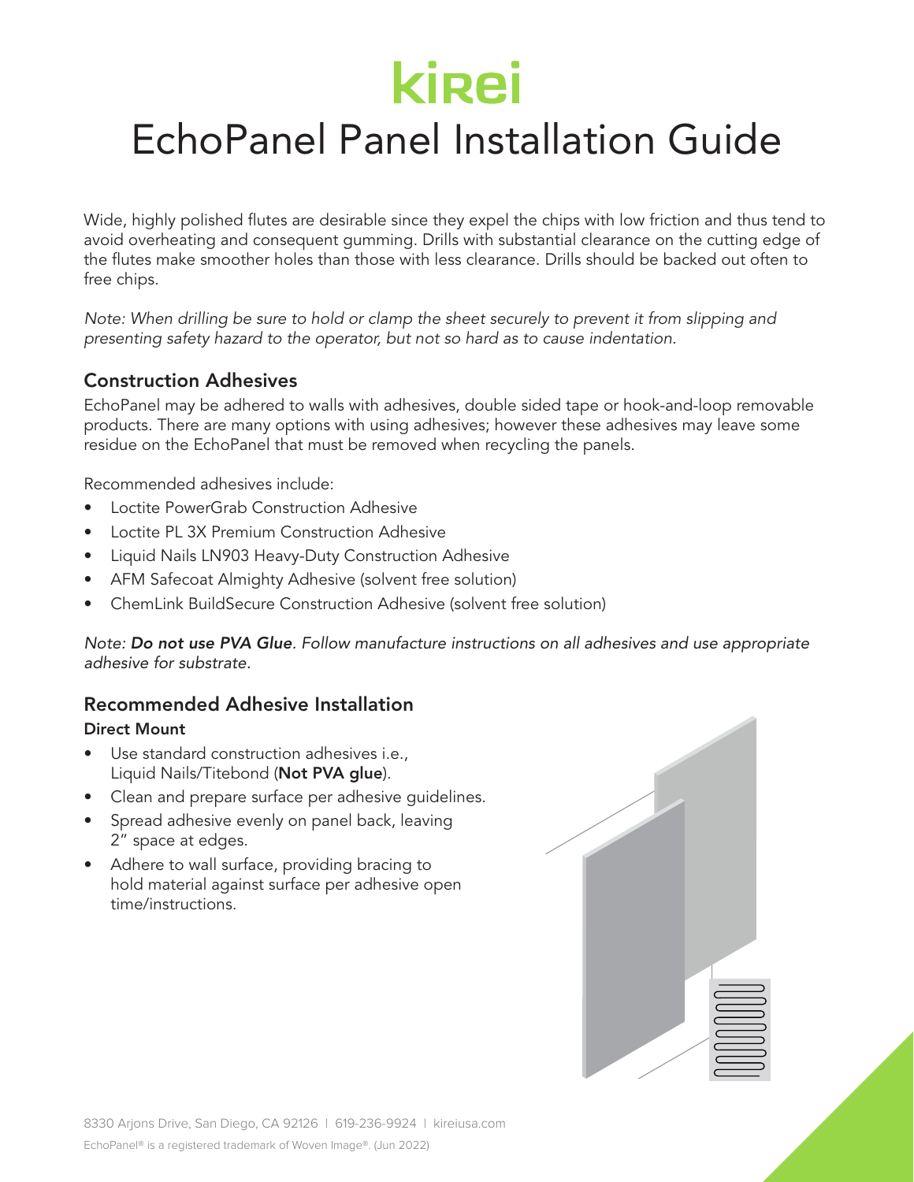# EchoPanel Panel Installation Guide

Wide, highly polished flutes are desirable since they expel the chips with low friction and thus tend to avoid overheating and consequent gumming. Drills with substantial clearance on the cutting edge of the flutes make smoother holes than those with less clearance. Drills should be backed out often to free chips.

*Note: When drilling be sure to hold or clamp the sheet securely to prevent it from slipping and presenting safety hazard to the operator, but not so hard as to cause indentation.*

## Construction Adhesives

EchoPanel may be adhered to walls with adhesives, double sided tape or hook-and-loop removable products. There are many options with using adhesives; however these adhesives may leave some residue on the EchoPanel that must be removed when recycling the panels.

Recommended adhesives include:

- Loctite PowerGrab Construction Adhesive
- Loctite PL 3X Premium Construction Adhesive
- Liquid Nails LN903 Heavy-Duty Construction Adhesive
- AFM Safecoat Almighty Adhesive (solvent free solution)
- ChemLink BuildSecure Construction Adhesive (solvent free solution)

*Note: **Do not use PVA Glue**. Follow manufacture instructions on all adhesives and use appropriate adhesive for substrate.*

## Recommended Adhesive Installation

### Direct Mount

- Use standard construction adhesives i.e., Liquid Nails/Titebond (**Not PVA glue**).
- Clean and prepare surface per adhesive guidelines.
- Spread adhesive evenly on panel back, leaving 2" space at edges.
- Adhere to wall surface, providing bracing to hold material against surface per adhesive open time/instructions.

8330 Arjons Drive, San Diego, CA 92126 | 619-236-9924 | kireiusa.com

EchoPanel® is a registered trademark of Woven Image®. (Jun 2022)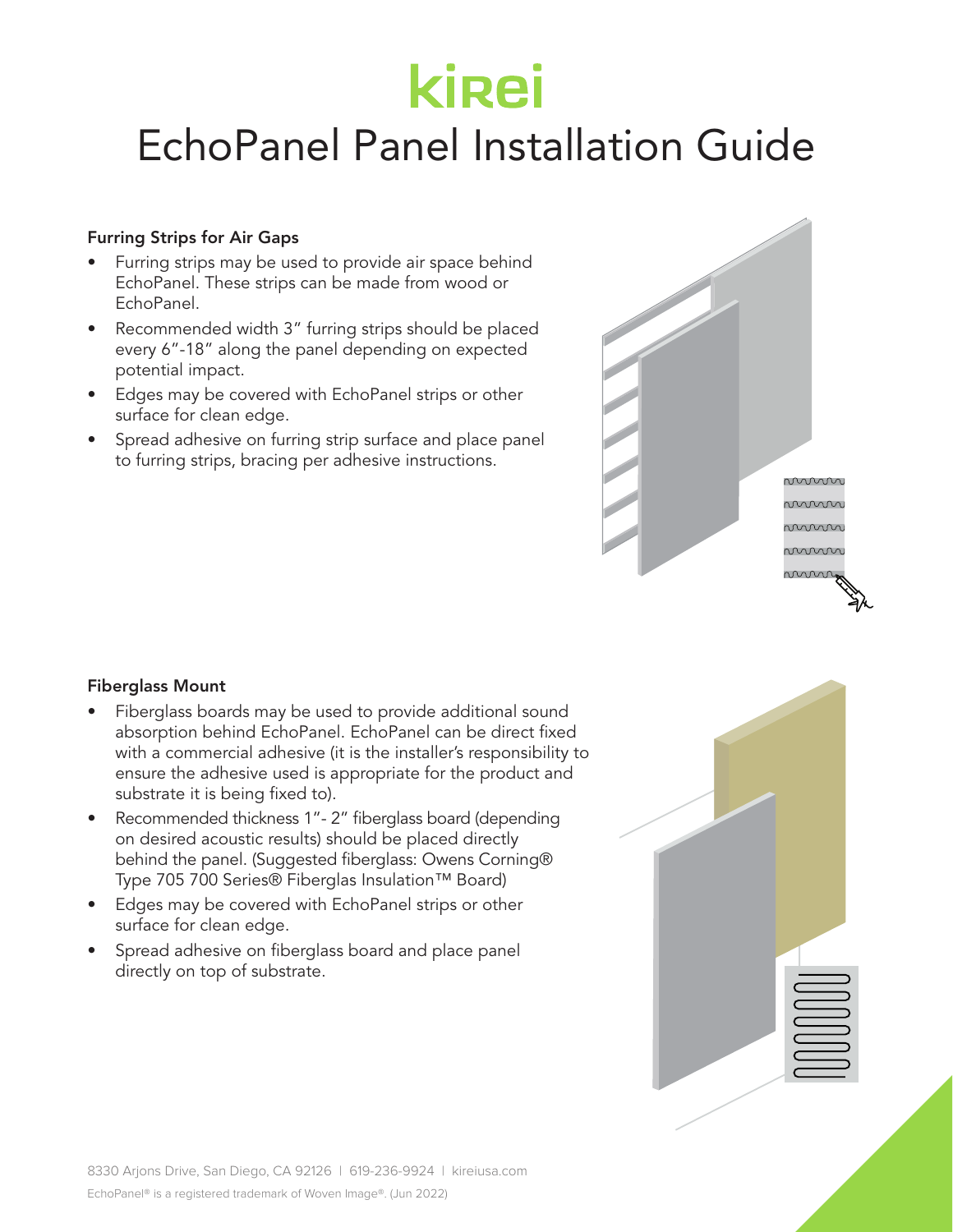# kirei

# EchoPanel Panel Installation Guide

### Furring Strips for Air Gaps

- Furring strips may be used to provide air space behind EchoPanel. These strips can be made from wood or EchoPanel.
- Recommended width 3" furring strips should be placed every 6"-18" along the panel depending on expected potential impact.
- Edges may be covered with EchoPanel strips or other surface for clean edge.
- Spread adhesive on furring strip surface and place panel to furring strips, bracing per adhesive instructions.

### Fiberglass Mount

- Fiberglass boards may be used to provide additional sound absorption behind EchoPanel. EchoPanel can be direct fixed with a commercial adhesive (it is the installer's responsibility to ensure the adhesive used is appropriate for the product and substrate it is being fixed to).
- Recommended thickness 1"- 2" fiberglass board (depending on desired acoustic results) should be placed directly behind the panel. (Suggested fiberglass: Owens Corning® Type 705 700 Series® Fiberglas Insulation™ Board)
- Edges may be covered with EchoPanel strips or other surface for clean edge.
- Spread adhesive on fiberglass board and place panel directly on top of substrate.

8330 Arjons Drive, San Diego, CA 92126 | 619-236-9924 | kireiusa.com

EchoPanel® is a registered trademark of Woven Image®. (Jun 2022)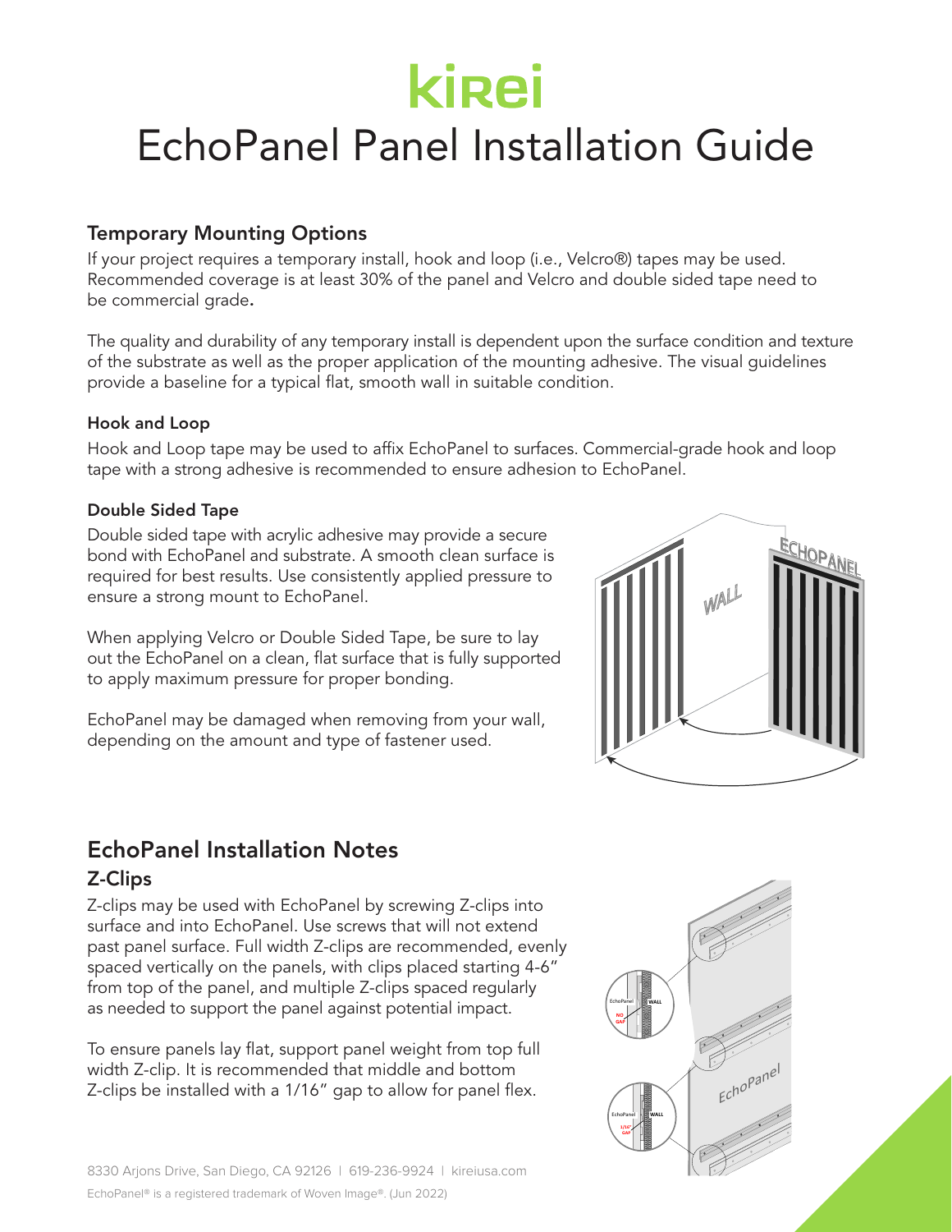# kirei

# EchoPanel Panel Installation Guide

### Temporary Mounting Options

If your project requires a temporary install, hook and loop (i.e., Velcro®) tapes may be used. Recommended coverage is at least 30% of the panel and Velcro and double sided tape need to be commercial grade**.**

The quality and durability of any temporary install is dependent upon the surface condition and texture of the substrate as well as the proper application of the mounting adhesive. The visual guidelines provide a baseline for a typical flat, smooth wall in suitable condition.

#### Hook and Loop

Hook and Loop tape may be used to affix EchoPanel to surfaces. Commercial-grade hook and loop tape with a strong adhesive is recommended to ensure adhesion to EchoPanel.

#### Double Sided Tape

Double sided tape with acrylic adhesive may provide a secure bond with EchoPanel and substrate. A smooth clean surface is required for best results. Use consistently applied pressure to ensure a strong mount to EchoPanel.

When applying Velcro or Double Sided Tape, be sure to lay out the EchoPanel on a clean, flat surface that is fully supported to apply maximum pressure for proper bonding.

EchoPanel may be damaged when removing from your wall, depending on the amount and type of fastener used.

## EchoPanel Installation Notes

### Z-Clips

Z-clips may be used with EchoPanel by screwing Z-clips into surface and into EchoPanel. Use screws that will not extend past panel surface. Full width Z-clips are recommended, evenly spaced vertically on the panels, with clips placed starting 4-6" from top of the panel, and multiple Z-clips spaced regularly as needed to support the panel against potential impact.

To ensure panels lay flat, support panel weight from top full width Z-clip. It is recommended that middle and bottom Z-clips be installed with a 1/16" gap to allow for panel flex.

8330 Arjons Drive, San Diego, CA 92126 | 619-236-9924 | kireiusa.com

EchoPanel® is a registered trademark of Woven Image®. (Jun 2022)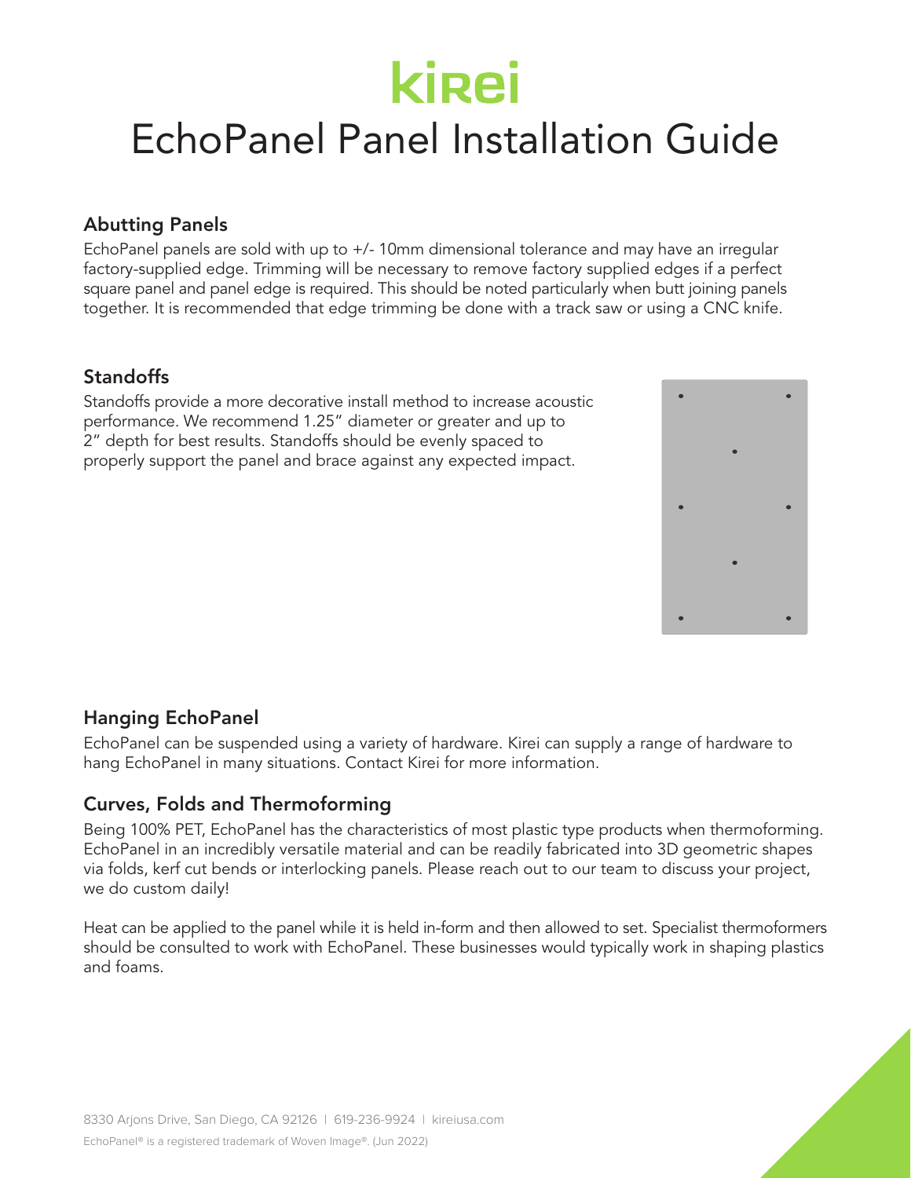# kirei

# EchoPanel Panel Installation Guide

## Abutting Panels

EchoPanel panels are sold with up to +/- 10mm dimensional tolerance and may have an irregular factory-supplied edge. Trimming will be necessary to remove factory supplied edges if a perfect square panel and panel edge is required. This should be noted particularly when butt joining panels together. It is recommended that edge trimming be done with a track saw or using a CNC knife.

## Standoffs

Standoffs provide a more decorative install method to increase acoustic performance. We recommend 1.25" diameter or greater and up to 2" depth for best results. Standoffs should be evenly spaced to properly support the panel and brace against any expected impact.

## Hanging EchoPanel

EchoPanel can be suspended using a variety of hardware. Kirei can supply a range of hardware to hang EchoPanel in many situations. Contact Kirei for more information.

## Curves, Folds and Thermoforming

Being 100% PET, EchoPanel has the characteristics of most plastic type products when thermoforming. EchoPanel in an incredibly versatile material and can be readily fabricated into 3D geometric shapes via folds, kerf cut bends or interlocking panels. Please reach out to our team to discuss your project, we do custom daily!

Heat can be applied to the panel while it is held in-form and then allowed to set. Specialist thermoformers should be consulted to work with EchoPanel. These businesses would typically work in shaping plastics and foams.

8330 Arjons Drive, San Diego, CA 92126 | 619-236-9924 | kireiusa.com

EchoPanel® is a registered trademark of Woven Image®. (Jun 2022)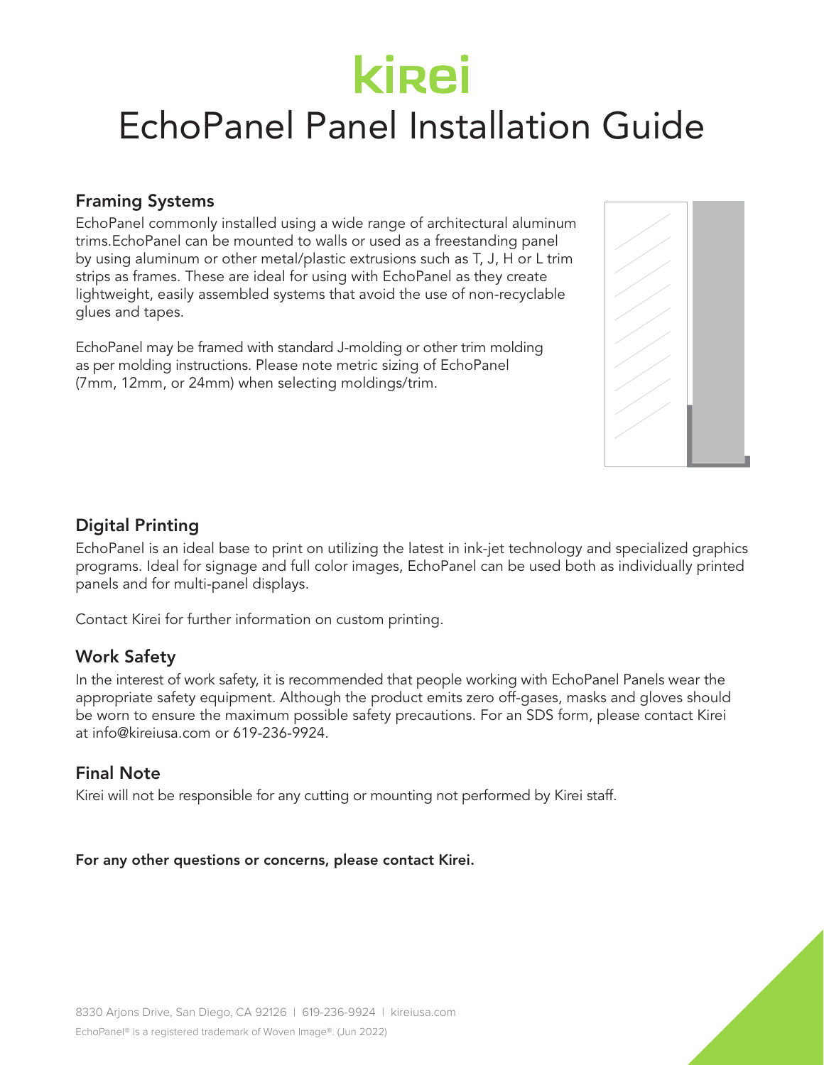kirei

# EchoPanel Panel Installation Guide

## Framing Systems

EchoPanel commonly installed using a wide range of architectural aluminum trims.EchoPanel can be mounted to walls or used as a freestanding panel by using aluminum or other metal/plastic extrusions such as T, J, H or L trim strips as frames. These are ideal for using with EchoPanel as they create lightweight, easily assembled systems that avoid the use of non-recyclable glues and tapes.

EchoPanel may be framed with standard J-molding or other trim molding as per molding instructions. Please note metric sizing of EchoPanel (7mm, 12mm, or 24mm) when selecting moldings/trim.

## Digital Printing

EchoPanel is an ideal base to print on utilizing the latest in ink-jet technology and specialized graphics programs. Ideal for signage and full color images, EchoPanel can be used both as individually printed panels and for multi-panel displays.

Contact Kirei for further information on custom printing.

## Work Safety

In the interest of work safety, it is recommended that people working with EchoPanel Panels wear the appropriate safety equipment. Although the product emits zero off-gases, masks and gloves should be worn to ensure the maximum possible safety precautions. For an SDS form, please contact Kirei at info@kireiusa.com or 619-236-9924.

## Final Note

Kirei will not be responsible for any cutting or mounting not performed by Kirei staff.

**For any other questions or concerns, please contact Kirei.**

8330 Arjons Drive, San Diego, CA 92126 | 619-236-9924 | kireiusa.com

EchoPanel® is a registered trademark of Woven Image®. (Jun 2022)